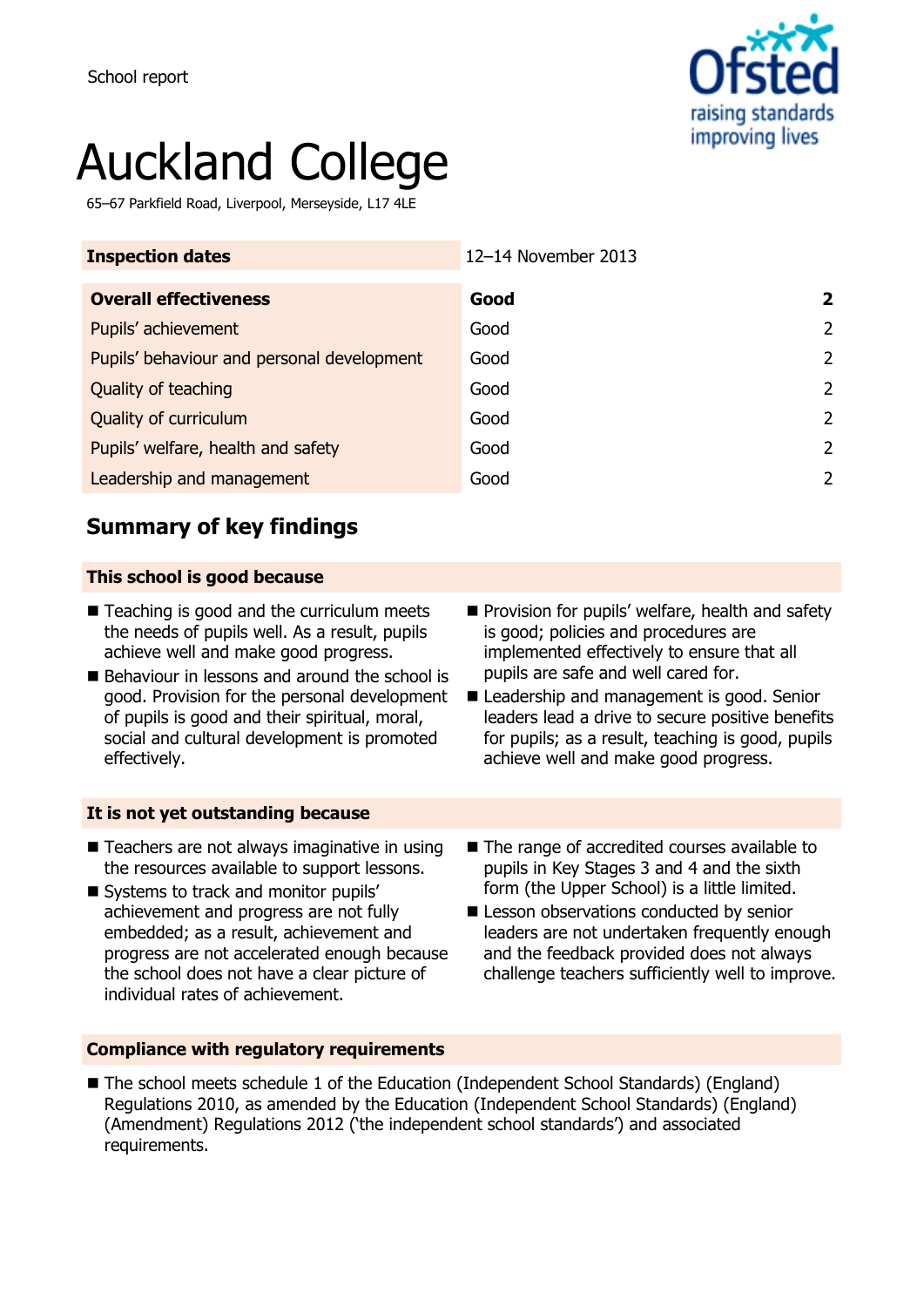School report

# Auckland College

65–67 Parkfield Road, Liverpool, Merseyside, L17 4LE

| Inspection dates | 12–14 November 2013 | |
|---|---|---|
| **Overall effectiveness** | **Good** | **2** |
| Pupils' achievement | Good | 2 |
| Pupils' behaviour and personal development | Good | 2 |
| Quality of teaching | Good | 2 |
| Quality of curriculum | Good | 2 |
| Pupils' welfare, health and safety | Good | 2 |
| Leadership and management | Good | 2 |

## Summary of key findings

### This school is good because

- Teaching is good and the curriculum meets the needs of pupils well. As a result, pupils achieve well and make good progress.
- Behaviour in lessons and around the school is good. Provision for the personal development of pupils is good and their spiritual, moral, social and cultural development is promoted effectively.
- Provision for pupils' welfare, health and safety is good; policies and procedures are implemented effectively to ensure that all pupils are safe and well cared for.
- Leadership and management is good. Senior leaders lead a drive to secure positive benefits for pupils; as a result, teaching is good, pupils achieve well and make good progress.

### It is not yet outstanding because

- Teachers are not always imaginative in using the resources available to support lessons.
- Systems to track and monitor pupils' achievement and progress are not fully embedded; as a result, achievement and progress are not accelerated enough because the school does not have a clear picture of individual rates of achievement.
- The range of accredited courses available to pupils in Key Stages 3 and 4 and the sixth form (the Upper School) is a little limited.
- Lesson observations conducted by senior leaders are not undertaken frequently enough and the feedback provided does not always challenge teachers sufficiently well to improve.

### Compliance with regulatory requirements

- The school meets schedule 1 of the Education (Independent School Standards) (England) Regulations 2010, as amended by the Education (Independent School Standards) (England) (Amendment) Regulations 2012 ('the independent school standards') and associated requirements.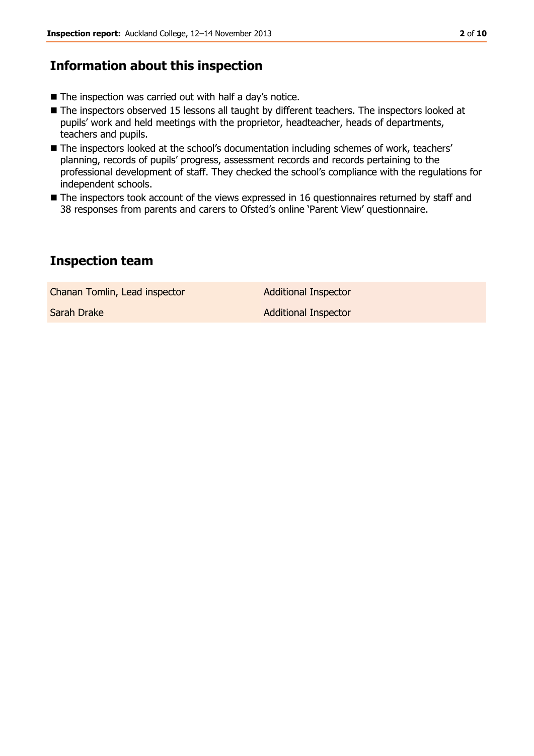## Information about this inspection

- The inspection was carried out with half a day's notice.
- The inspectors observed 15 lessons all taught by different teachers. The inspectors looked at pupils' work and held meetings with the proprietor, headteacher, heads of departments, teachers and pupils.
- The inspectors looked at the school's documentation including schemes of work, teachers' planning, records of pupils' progress, assessment records and records pertaining to the professional development of staff. They checked the school's compliance with the regulations for independent schools.
- The inspectors took account of the views expressed in 16 questionnaires returned by staff and 38 responses from parents and carers to Ofsted's online 'Parent View' questionnaire.

## Inspection team

| | |
|---|---|
| Chanan Tomlin, Lead inspector | Additional Inspector |
| Sarah Drake | Additional Inspector |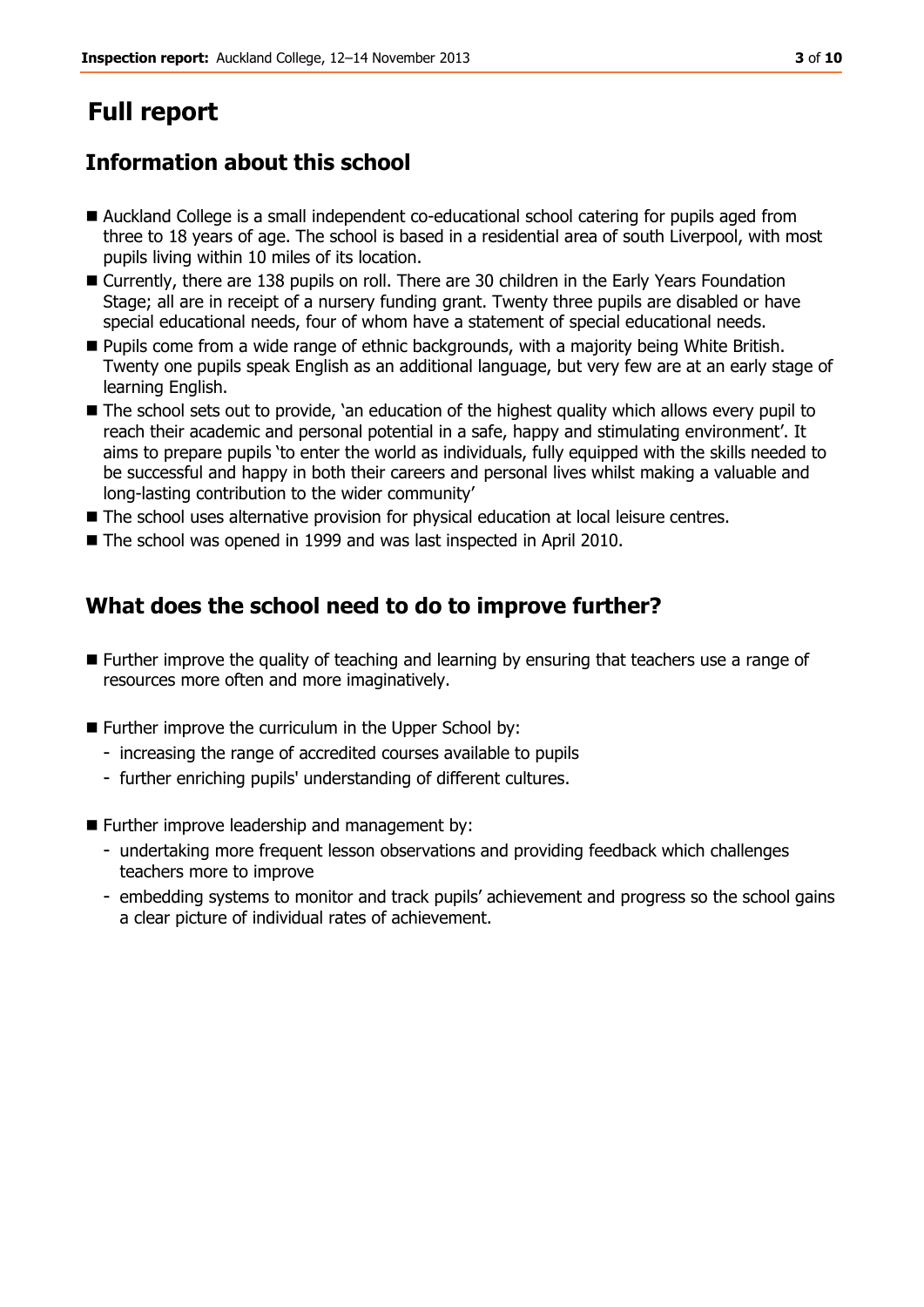# Full report

## Information about this school

- Auckland College is a small independent co-educational school catering for pupils aged from three to 18 years of age. The school is based in a residential area of south Liverpool, with most pupils living within 10 miles of its location.
- Currently, there are 138 pupils on roll. There are 30 children in the Early Years Foundation Stage; all are in receipt of a nursery funding grant. Twenty three pupils are disabled or have special educational needs, four of whom have a statement of special educational needs.
- Pupils come from a wide range of ethnic backgrounds, with a majority being White British. Twenty one pupils speak English as an additional language, but very few are at an early stage of learning English.
- The school sets out to provide, 'an education of the highest quality which allows every pupil to reach their academic and personal potential in a safe, happy and stimulating environment'. It aims to prepare pupils 'to enter the world as individuals, fully equipped with the skills needed to be successful and happy in both their careers and personal lives whilst making a valuable and long-lasting contribution to the wider community'
- The school uses alternative provision for physical education at local leisure centres.
- The school was opened in 1999 and was last inspected in April 2010.

## What does the school need to do to improve further?

- Further improve the quality of teaching and learning by ensuring that teachers use a range of resources more often and more imaginatively.
- Further improve the curriculum in the Upper School by:
  - increasing the range of accredited courses available to pupils
  - further enriching pupils' understanding of different cultures.
- Further improve leadership and management by:
  - undertaking more frequent lesson observations and providing feedback which challenges teachers more to improve
  - embedding systems to monitor and track pupils' achievement and progress so the school gains a clear picture of individual rates of achievement.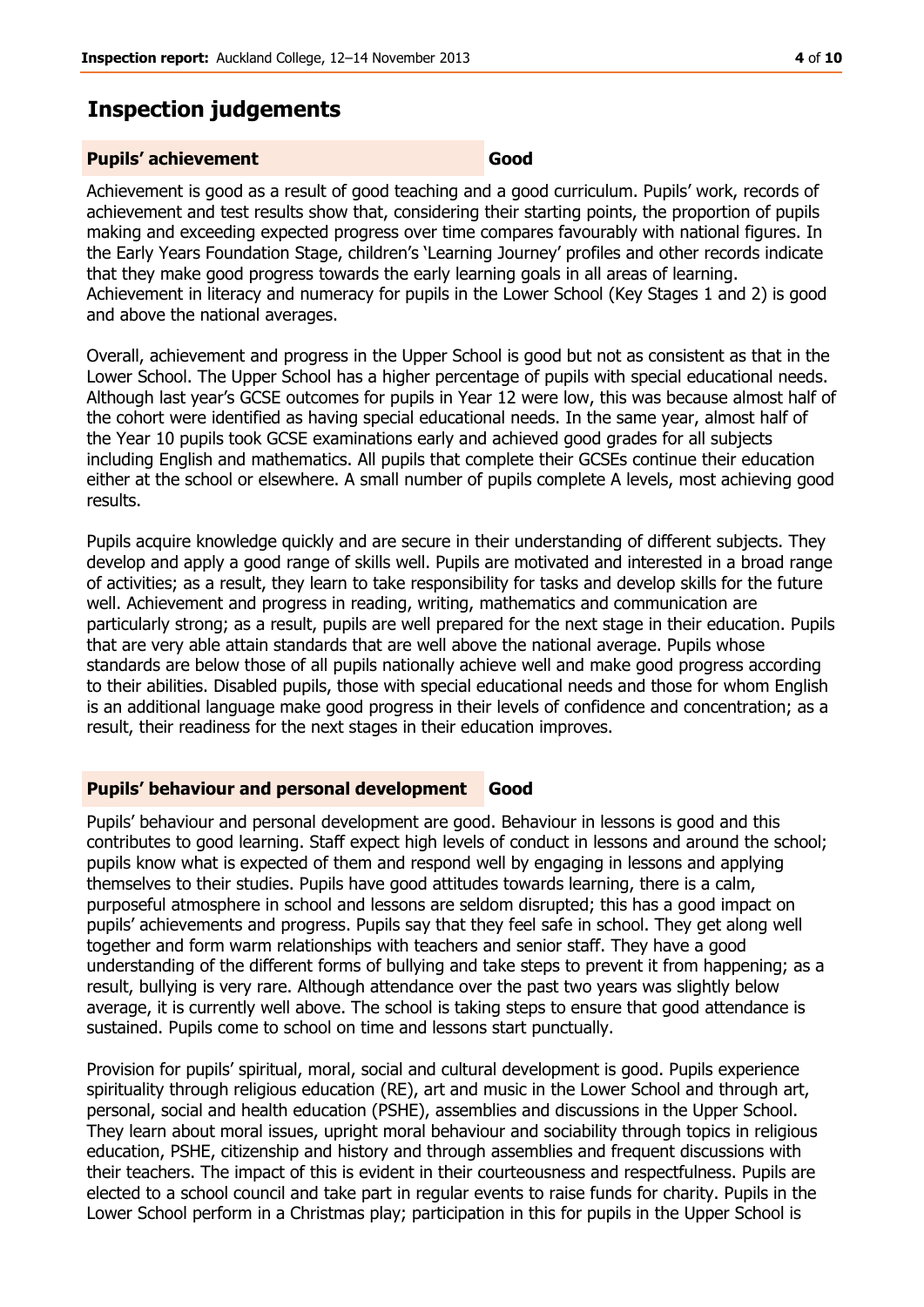## Inspection judgements

| **Pupils' achievement** | **Good** |
|---|---|

Achievement is good as a result of good teaching and a good curriculum. Pupils' work, records of achievement and test results show that, considering their starting points, the proportion of pupils making and exceeding expected progress over time compares favourably with national figures. In the Early Years Foundation Stage, children's 'Learning Journey' profiles and other records indicate that they make good progress towards the early learning goals in all areas of learning. Achievement in literacy and numeracy for pupils in the Lower School (Key Stages 1 and 2) is good and above the national averages.

Overall, achievement and progress in the Upper School is good but not as consistent as that in the Lower School. The Upper School has a higher percentage of pupils with special educational needs. Although last year's GCSE outcomes for pupils in Year 12 were low, this was because almost half of the cohort were identified as having special educational needs. In the same year, almost half of the Year 10 pupils took GCSE examinations early and achieved good grades for all subjects including English and mathematics. All pupils that complete their GCSEs continue their education either at the school or elsewhere. A small number of pupils complete A levels, most achieving good results.

Pupils acquire knowledge quickly and are secure in their understanding of different subjects. They develop and apply a good range of skills well. Pupils are motivated and interested in a broad range of activities; as a result, they learn to take responsibility for tasks and develop skills for the future well. Achievement and progress in reading, writing, mathematics and communication are particularly strong; as a result, pupils are well prepared for the next stage in their education. Pupils that are very able attain standards that are well above the national average. Pupils whose standards are below those of all pupils nationally achieve well and make good progress according to their abilities. Disabled pupils, those with special educational needs and those for whom English is an additional language make good progress in their levels of confidence and concentration; as a result, their readiness for the next stages in their education improves.

| **Pupils' behaviour and personal development** | **Good** |
|---|---|

Pupils' behaviour and personal development are good. Behaviour in lessons is good and this contributes to good learning. Staff expect high levels of conduct in lessons and around the school; pupils know what is expected of them and respond well by engaging in lessons and applying themselves to their studies. Pupils have good attitudes towards learning, there is a calm, purposeful atmosphere in school and lessons are seldom disrupted; this has a good impact on pupils' achievements and progress. Pupils say that they feel safe in school. They get along well together and form warm relationships with teachers and senior staff. They have a good understanding of the different forms of bullying and take steps to prevent it from happening; as a result, bullying is very rare. Although attendance over the past two years was slightly below average, it is currently well above. The school is taking steps to ensure that good attendance is sustained. Pupils come to school on time and lessons start punctually.

Provision for pupils' spiritual, moral, social and cultural development is good. Pupils experience spirituality through religious education (RE), art and music in the Lower School and through art, personal, social and health education (PSHE), assemblies and discussions in the Upper School. They learn about moral issues, upright moral behaviour and sociability through topics in religious education, PSHE, citizenship and history and through assemblies and frequent discussions with their teachers. The impact of this is evident in their courteousness and respectfulness. Pupils are elected to a school council and take part in regular events to raise funds for charity. Pupils in the Lower School perform in a Christmas play; participation in this for pupils in the Upper School is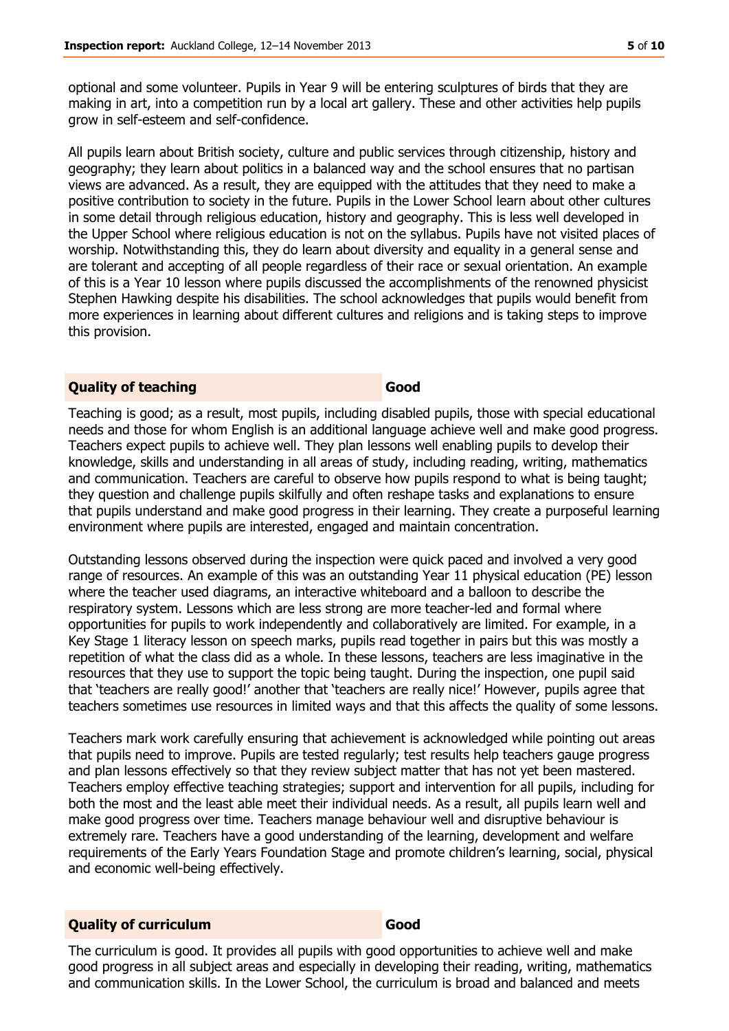optional and some volunteer. Pupils in Year 9 will be entering sculptures of birds that they are making in art, into a competition run by a local art gallery. These and other activities help pupils grow in self-esteem and self-confidence.

All pupils learn about British society, culture and public services through citizenship, history and geography; they learn about politics in a balanced way and the school ensures that no partisan views are advanced. As a result, they are equipped with the attitudes that they need to make a positive contribution to society in the future. Pupils in the Lower School learn about other cultures in some detail through religious education, history and geography. This is less well developed in the Upper School where religious education is not on the syllabus. Pupils have not visited places of worship. Notwithstanding this, they do learn about diversity and equality in a general sense and are tolerant and accepting of all people regardless of their race or sexual orientation. An example of this is a Year 10 lesson where pupils discussed the accomplishments of the renowned physicist Stephen Hawking despite his disabilities. The school acknowledges that pupils would benefit from more experiences in learning about different cultures and religions and is taking steps to improve this provision.

| **Quality of teaching** | **Good** |
|---|---|

Teaching is good; as a result, most pupils, including disabled pupils, those with special educational needs and those for whom English is an additional language achieve well and make good progress. Teachers expect pupils to achieve well. They plan lessons well enabling pupils to develop their knowledge, skills and understanding in all areas of study, including reading, writing, mathematics and communication. Teachers are careful to observe how pupils respond to what is being taught; they question and challenge pupils skilfully and often reshape tasks and explanations to ensure that pupils understand and make good progress in their learning. They create a purposeful learning environment where pupils are interested, engaged and maintain concentration.

Outstanding lessons observed during the inspection were quick paced and involved a very good range of resources. An example of this was an outstanding Year 11 physical education (PE) lesson where the teacher used diagrams, an interactive whiteboard and a balloon to describe the respiratory system. Lessons which are less strong are more teacher-led and formal where opportunities for pupils to work independently and collaboratively are limited. For example, in a Key Stage 1 literacy lesson on speech marks, pupils read together in pairs but this was mostly a repetition of what the class did as a whole. In these lessons, teachers are less imaginative in the resources that they use to support the topic being taught. During the inspection, one pupil said that 'teachers are really good!' another that 'teachers are really nice!' However, pupils agree that teachers sometimes use resources in limited ways and that this affects the quality of some lessons.

Teachers mark work carefully ensuring that achievement is acknowledged while pointing out areas that pupils need to improve. Pupils are tested regularly; test results help teachers gauge progress and plan lessons effectively so that they review subject matter that has not yet been mastered. Teachers employ effective teaching strategies; support and intervention for all pupils, including for both the most and the least able meet their individual needs. As a result, all pupils learn well and make good progress over time. Teachers manage behaviour well and disruptive behaviour is extremely rare. Teachers have a good understanding of the learning, development and welfare requirements of the Early Years Foundation Stage and promote children's learning, social, physical and economic well-being effectively.

| **Quality of curriculum** | **Good** |
|---|---|

The curriculum is good. It provides all pupils with good opportunities to achieve well and make good progress in all subject areas and especially in developing their reading, writing, mathematics and communication skills. In the Lower School, the curriculum is broad and balanced and meets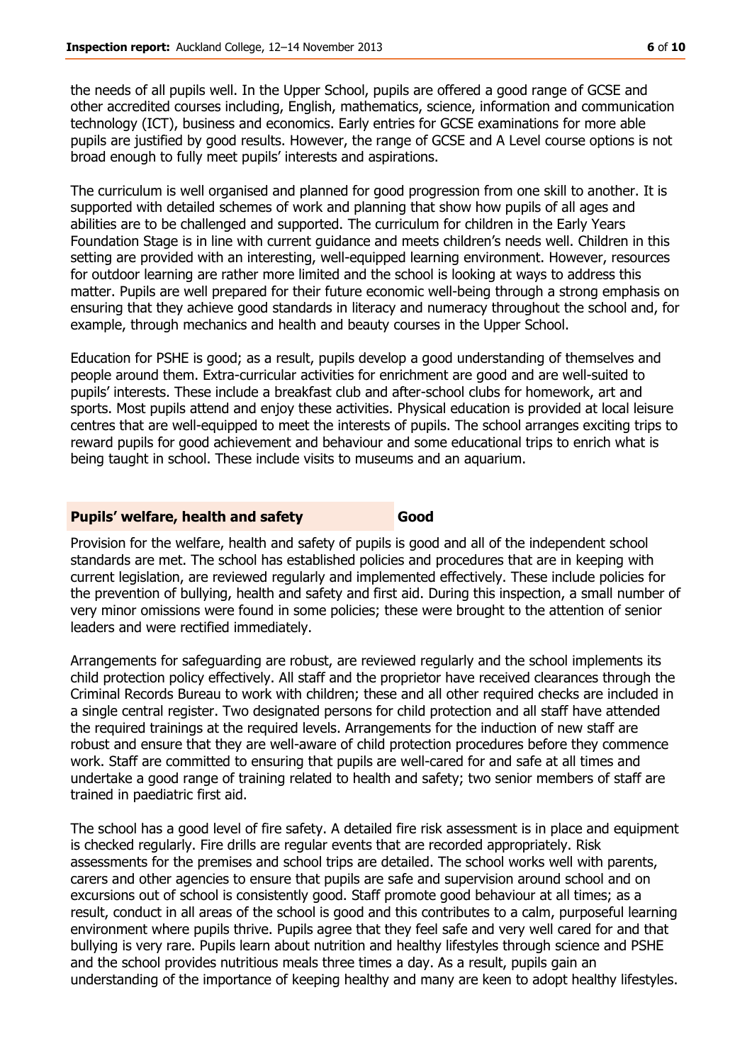the needs of all pupils well. In the Upper School, pupils are offered a good range of GCSE and other accredited courses including, English, mathematics, science, information and communication technology (ICT), business and economics. Early entries for GCSE examinations for more able pupils are justified by good results. However, the range of GCSE and A Level course options is not broad enough to fully meet pupils' interests and aspirations.

The curriculum is well organised and planned for good progression from one skill to another. It is supported with detailed schemes of work and planning that show how pupils of all ages and abilities are to be challenged and supported. The curriculum for children in the Early Years Foundation Stage is in line with current guidance and meets children's needs well. Children in this setting are provided with an interesting, well-equipped learning environment. However, resources for outdoor learning are rather more limited and the school is looking at ways to address this matter. Pupils are well prepared for their future economic well-being through a strong emphasis on ensuring that they achieve good standards in literacy and numeracy throughout the school and, for example, through mechanics and health and beauty courses in the Upper School.

Education for PSHE is good; as a result, pupils develop a good understanding of themselves and people around them. Extra-curricular activities for enrichment are good and are well-suited to pupils' interests. These include a breakfast club and after-school clubs for homework, art and sports. Most pupils attend and enjoy these activities. Physical education is provided at local leisure centres that are well-equipped to meet the interests of pupils. The school arranges exciting trips to reward pupils for good achievement and behaviour and some educational trips to enrich what is being taught in school. These include visits to museums and an aquarium.

## Pupils' welfare, health and safety — Good

Provision for the welfare, health and safety of pupils is good and all of the independent school standards are met. The school has established policies and procedures that are in keeping with current legislation, are reviewed regularly and implemented effectively. These include policies for the prevention of bullying, health and safety and first aid. During this inspection, a small number of very minor omissions were found in some policies; these were brought to the attention of senior leaders and were rectified immediately.

Arrangements for safeguarding are robust, are reviewed regularly and the school implements its child protection policy effectively. All staff and the proprietor have received clearances through the Criminal Records Bureau to work with children; these and all other required checks are included in a single central register. Two designated persons for child protection and all staff have attended the required trainings at the required levels. Arrangements for the induction of new staff are robust and ensure that they are well-aware of child protection procedures before they commence work. Staff are committed to ensuring that pupils are well-cared for and safe at all times and undertake a good range of training related to health and safety; two senior members of staff are trained in paediatric first aid.

The school has a good level of fire safety. A detailed fire risk assessment is in place and equipment is checked regularly. Fire drills are regular events that are recorded appropriately. Risk assessments for the premises and school trips are detailed. The school works well with parents, carers and other agencies to ensure that pupils are safe and supervision around school and on excursions out of school is consistently good. Staff promote good behaviour at all times; as a result, conduct in all areas of the school is good and this contributes to a calm, purposeful learning environment where pupils thrive. Pupils agree that they feel safe and very well cared for and that bullying is very rare. Pupils learn about nutrition and healthy lifestyles through science and PSHE and the school provides nutritious meals three times a day. As a result, pupils gain an understanding of the importance of keeping healthy and many are keen to adopt healthy lifestyles.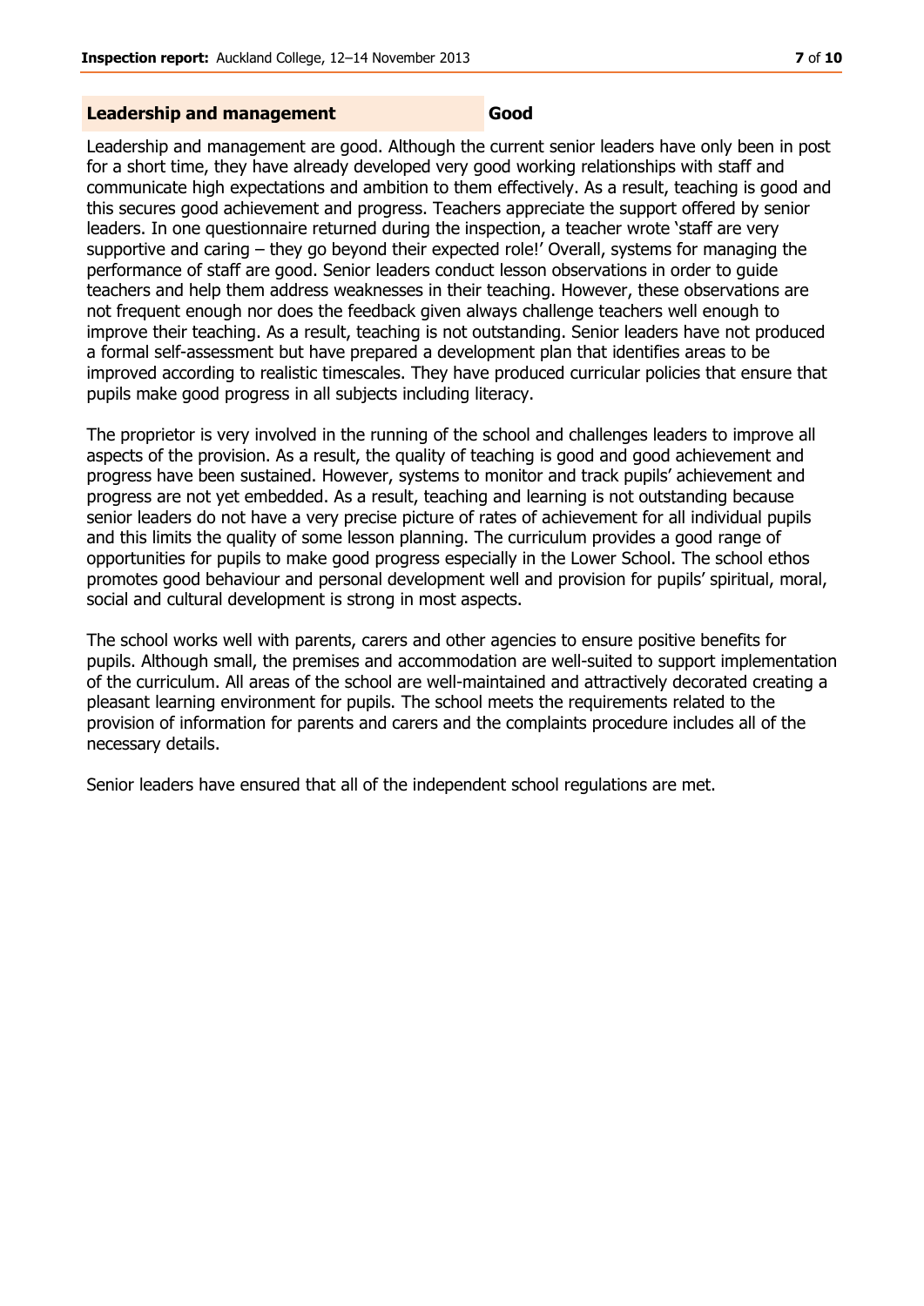## Leadership and management **Good**

Leadership and management are good. Although the current senior leaders have only been in post for a short time, they have already developed very good working relationships with staff and communicate high expectations and ambition to them effectively. As a result, teaching is good and this secures good achievement and progress. Teachers appreciate the support offered by senior leaders. In one questionnaire returned during the inspection, a teacher wrote 'staff are very supportive and caring – they go beyond their expected role!' Overall, systems for managing the performance of staff are good. Senior leaders conduct lesson observations in order to guide teachers and help them address weaknesses in their teaching. However, these observations are not frequent enough nor does the feedback given always challenge teachers well enough to improve their teaching. As a result, teaching is not outstanding. Senior leaders have not produced a formal self-assessment but have prepared a development plan that identifies areas to be improved according to realistic timescales. They have produced curricular policies that ensure that pupils make good progress in all subjects including literacy.

The proprietor is very involved in the running of the school and challenges leaders to improve all aspects of the provision. As a result, the quality of teaching is good and good achievement and progress have been sustained. However, systems to monitor and track pupils' achievement and progress are not yet embedded. As a result, teaching and learning is not outstanding because senior leaders do not have a very precise picture of rates of achievement for all individual pupils and this limits the quality of some lesson planning. The curriculum provides a good range of opportunities for pupils to make good progress especially in the Lower School. The school ethos promotes good behaviour and personal development well and provision for pupils' spiritual, moral, social and cultural development is strong in most aspects.

The school works well with parents, carers and other agencies to ensure positive benefits for pupils. Although small, the premises and accommodation are well-suited to support implementation of the curriculum. All areas of the school are well-maintained and attractively decorated creating a pleasant learning environment for pupils. The school meets the requirements related to the provision of information for parents and carers and the complaints procedure includes all of the necessary details.

Senior leaders have ensured that all of the independent school regulations are met.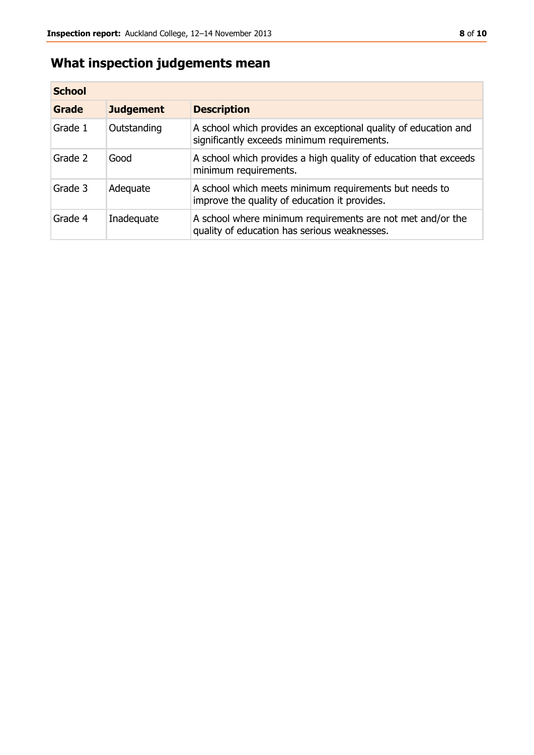## What inspection judgements mean

| School | | |
|---|---|---|
| **Grade** | **Judgement** | **Description** |
| Grade 1 | Outstanding | A school which provides an exceptional quality of education and significantly exceeds minimum requirements. |
| Grade 2 | Good | A school which provides a high quality of education that exceeds minimum requirements. |
| Grade 3 | Adequate | A school which meets minimum requirements but needs to improve the quality of education it provides. |
| Grade 4 | Inadequate | A school where minimum requirements are not met and/or the quality of education has serious weaknesses. |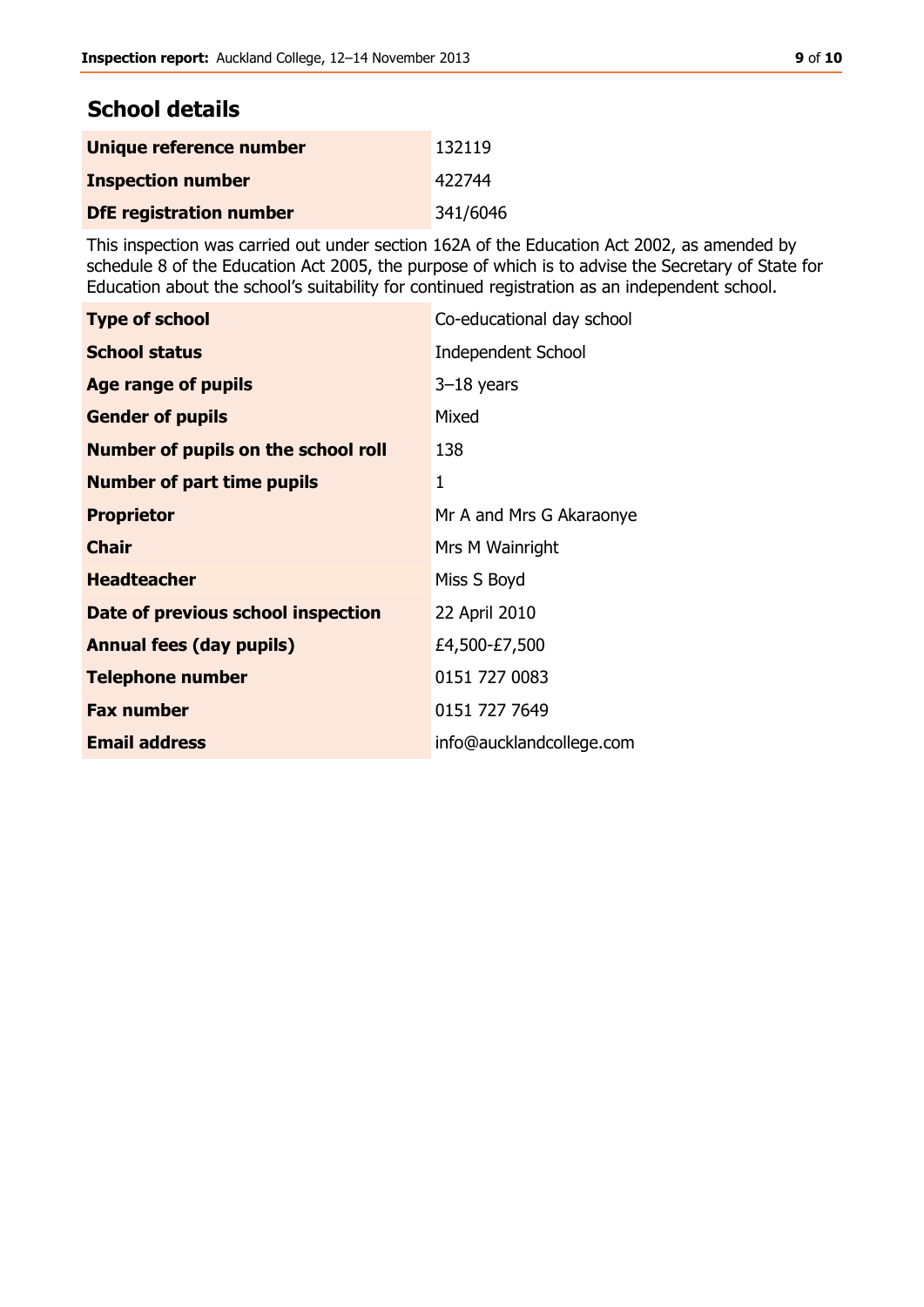## School details

| | |
|---|---|
| **Unique reference number** | 132119 |
| **Inspection number** | 422744 |
| **DfE registration number** | 341/6046 |

This inspection was carried out under section 162A of the Education Act 2002, as amended by schedule 8 of the Education Act 2005, the purpose of which is to advise the Secretary of State for Education about the school's suitability for continued registration as an independent school.

| | |
|---|---|
| **Type of school** | Co-educational day school |
| **School status** | Independent School |
| **Age range of pupils** | 3–18 years |
| **Gender of pupils** | Mixed |
| **Number of pupils on the school roll** | 138 |
| **Number of part time pupils** | 1 |
| **Proprietor** | Mr A and Mrs G Akaraonye |
| **Chair** | Mrs M Wainright |
| **Headteacher** | Miss S Boyd |
| **Date of previous school inspection** | 22 April 2010 |
| **Annual fees (day pupils)** | £4,500-£7,500 |
| **Telephone number** | 0151 727 0083 |
| **Fax number** | 0151 727 7649 |
| **Email address** | info@aucklandcollege.com |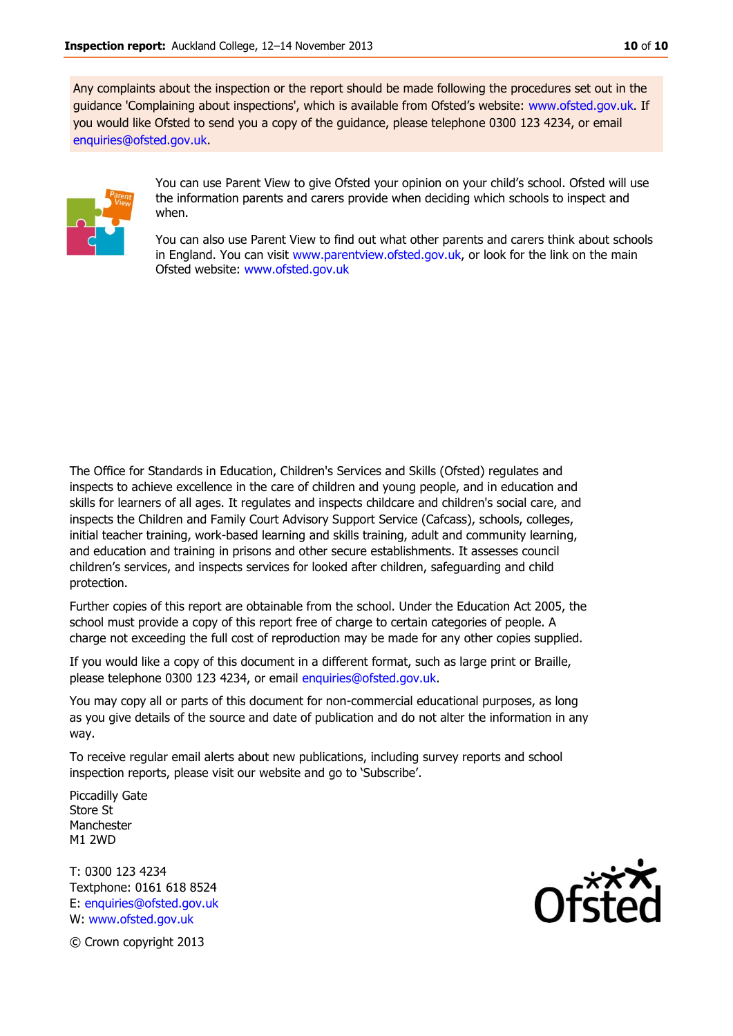Any complaints about the inspection or the report should be made following the procedures set out in the guidance 'Complaining about inspections', which is available from Ofsted's website: www.ofsted.gov.uk. If you would like Ofsted to send you a copy of the guidance, please telephone 0300 123 4234, or email enquiries@ofsted.gov.uk.

You can use Parent View to give Ofsted your opinion on your child's school. Ofsted will use the information parents and carers provide when deciding which schools to inspect and when.

You can also use Parent View to find out what other parents and carers think about schools in England. You can visit www.parentview.ofsted.gov.uk, or look for the link on the main Ofsted website: www.ofsted.gov.uk

The Office for Standards in Education, Children's Services and Skills (Ofsted) regulates and inspects to achieve excellence in the care of children and young people, and in education and skills for learners of all ages. It regulates and inspects childcare and children's social care, and inspects the Children and Family Court Advisory Support Service (Cafcass), schools, colleges, initial teacher training, work-based learning and skills training, adult and community learning, and education and training in prisons and other secure establishments. It assesses council children's services, and inspects services for looked after children, safeguarding and child protection.

Further copies of this report are obtainable from the school. Under the Education Act 2005, the school must provide a copy of this report free of charge to certain categories of people. A charge not exceeding the full cost of reproduction may be made for any other copies supplied.

If you would like a copy of this document in a different format, such as large print or Braille, please telephone 0300 123 4234, or email enquiries@ofsted.gov.uk.

You may copy all or parts of this document for non-commercial educational purposes, as long as you give details of the source and date of publication and do not alter the information in any way.

To receive regular email alerts about new publications, including survey reports and school inspection reports, please visit our website and go to 'Subscribe'.

Piccadilly Gate
Store St
Manchester
M1 2WD

T: 0300 123 4234
Textphone: 0161 618 8524
E: enquiries@ofsted.gov.uk
W: www.ofsted.gov.uk

© Crown copyright 2013